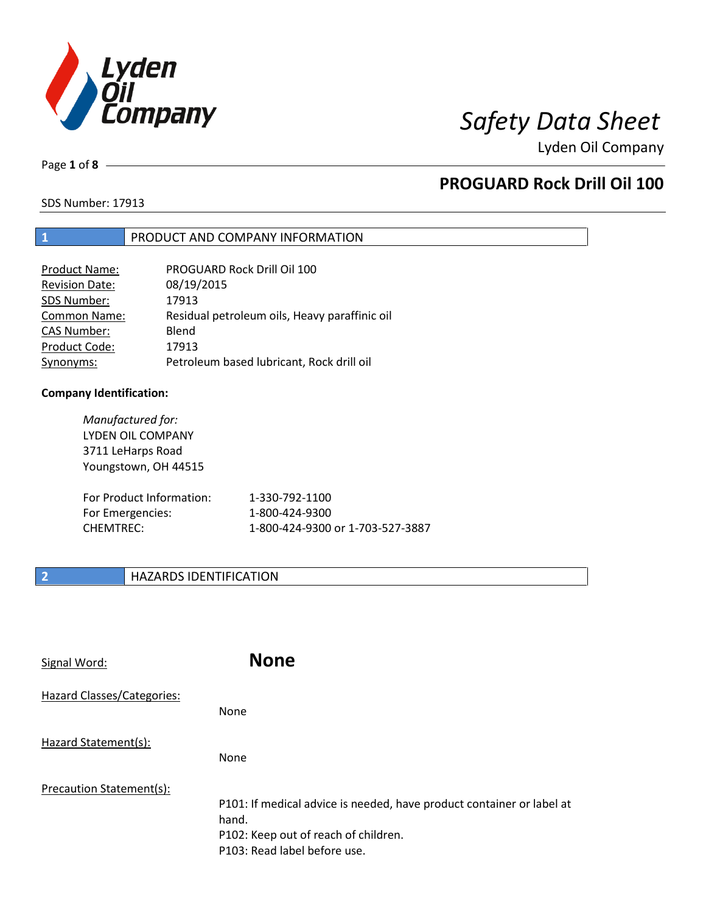# Safety Data Sheet

Lyden Oil Company

## PROGUARD Rock Drill Oil 100

SDS Number: 17913

## 1 PRODUCT AND COMPANY INFORMATION

| | |
|---|---|
| Product Name: | PROGUARD Rock Drill Oil 100 |
| Revision Date: | 08/19/2015 |
| SDS Number: | 17913 |
| Common Name: | Residual petroleum oils, Heavy paraffinic oil |
| CAS Number: | Blend |
| Product Code: | 17913 |
| Synonyms: | Petroleum based lubricant, Rock drill oil |

**Company Identification:**

*Manufactured for:*
LYDEN OIL COMPANY
3711 LeHarps Road
Youngstown, OH 44515

| | |
|---|---|
| For Product Information: | 1-330-792-1100 |
| For Emergencies: | 1-800-424-9300 |
| CHEMTREC: | 1-800-424-9300 or 1-703-527-3887 |

## 2 HAZARDS IDENTIFICATION

Signal Word: **None**

Hazard Classes/Categories:

None

Hazard Statement(s):

None

Precaution Statement(s):

P101: If medical advice is needed, have product container or label at hand.
P102: Keep out of reach of children.
P103: Read label before use.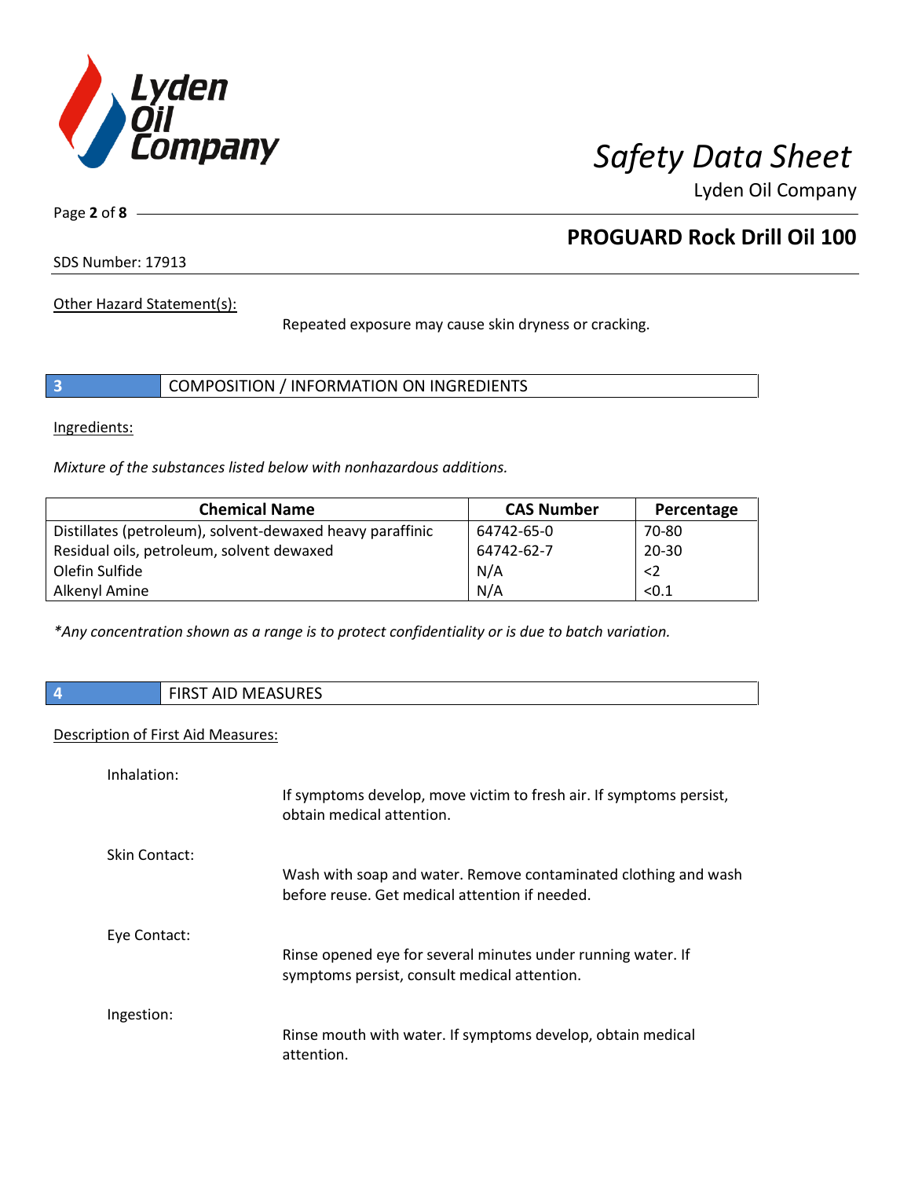Other Hazard Statement(s):

Repeated exposure may cause skin dryness or cracking.

## 3 COMPOSITION / INFORMATION ON INGREDIENTS

Ingredients:

*Mixture of the substances listed below with nonhazardous additions.*

| Chemical Name | CAS Number | Percentage |
|---|---|---|
| Distillates (petroleum), solvent-dewaxed heavy paraffinic | 64742-65-0 | 70-80 |
| Residual oils, petroleum, solvent dewaxed | 64742-62-7 | 20-30 |
| Olefin Sulfide | N/A | <2 |
| Alkenyl Amine | N/A | <0.1 |

*\*Any concentration shown as a range is to protect confidentiality or is due to batch variation.*

## 4 FIRST AID MEASURES

Description of First Aid Measures:

Inhalation:

If symptoms develop, move victim to fresh air. If symptoms persist, obtain medical attention.

Skin Contact:

Wash with soap and water. Remove contaminated clothing and wash before reuse. Get medical attention if needed.

Eye Contact:

Rinse opened eye for several minutes under running water. If symptoms persist, consult medical attention.

Ingestion:

Rinse mouth with water. If symptoms develop, obtain medical attention.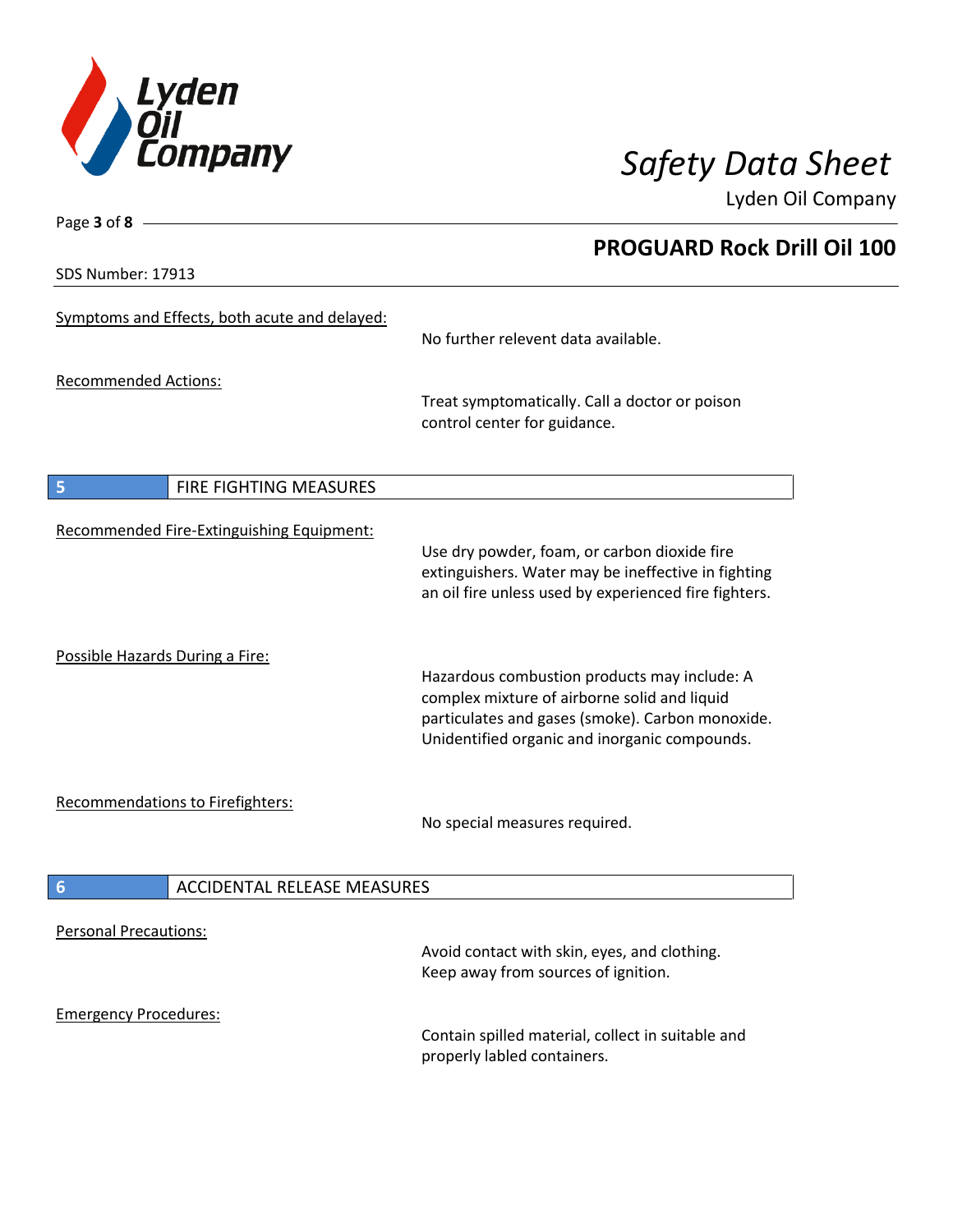Symptoms and Effects, both acute and delayed:

No further relevent data available.

Recommended Actions:

Treat symptomatically. Call a doctor or poison control center for guidance.

## 5 FIRE FIGHTING MEASURES

Recommended Fire-Extinguishing Equipment:

Use dry powder, foam, or carbon dioxide fire extinguishers. Water may be ineffective in fighting an oil fire unless used by experienced fire fighters.

Possible Hazards During a Fire:

Hazardous combustion products may include: A complex mixture of airborne solid and liquid particulates and gases (smoke). Carbon monoxide. Unidentified organic and inorganic compounds.

Recommendations to Firefighters:

No special measures required.

## 6 ACCIDENTAL RELEASE MEASURES

Personal Precautions:

Avoid contact with skin, eyes, and clothing. Keep away from sources of ignition.

Emergency Procedures:

Contain spilled material, collect in suitable and properly labled containers.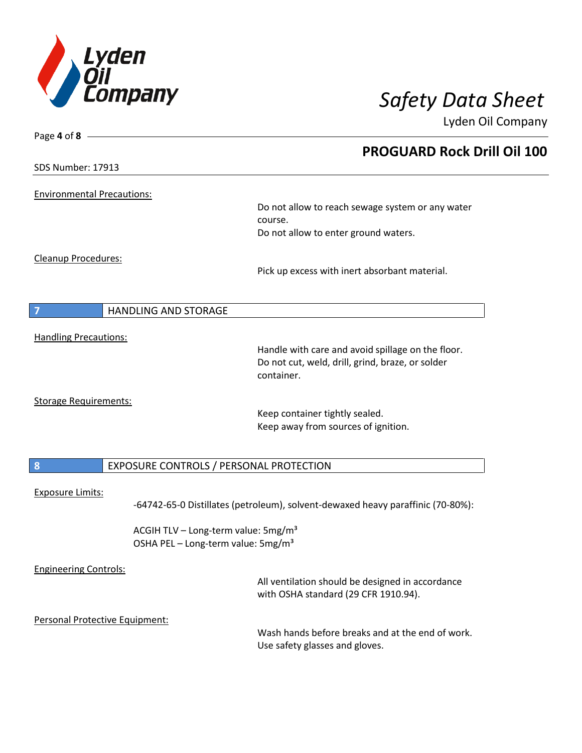## PROGUARD Rock Drill Oil 100

SDS Number: 17913

Environmental Precautions:

Do not allow to reach sewage system or any water course.
Do not allow to enter ground waters.

Cleanup Procedures:

Pick up excess with inert absorbant material.

## 7 HANDLING AND STORAGE

Handling Precautions:

Handle with care and avoid spillage on the floor.
Do not cut, weld, drill, grind, braze, or solder container.

Storage Requirements:

Keep container tightly sealed.
Keep away from sources of ignition.

## 8 EXPOSURE CONTROLS / PERSONAL PROTECTION

Exposure Limits:

-64742-65-0 Distillates (petroleum), solvent-dewaxed heavy paraffinic (70-80%):

ACGIH TLV – Long-term value: $5mg/m^3$
OSHA PEL – Long-term value: $5mg/m^3$

Engineering Controls:

All ventilation should be designed in accordance with OSHA standard (29 CFR 1910.94).

Personal Protective Equipment:

Wash hands before breaks and at the end of work.
Use safety glasses and gloves.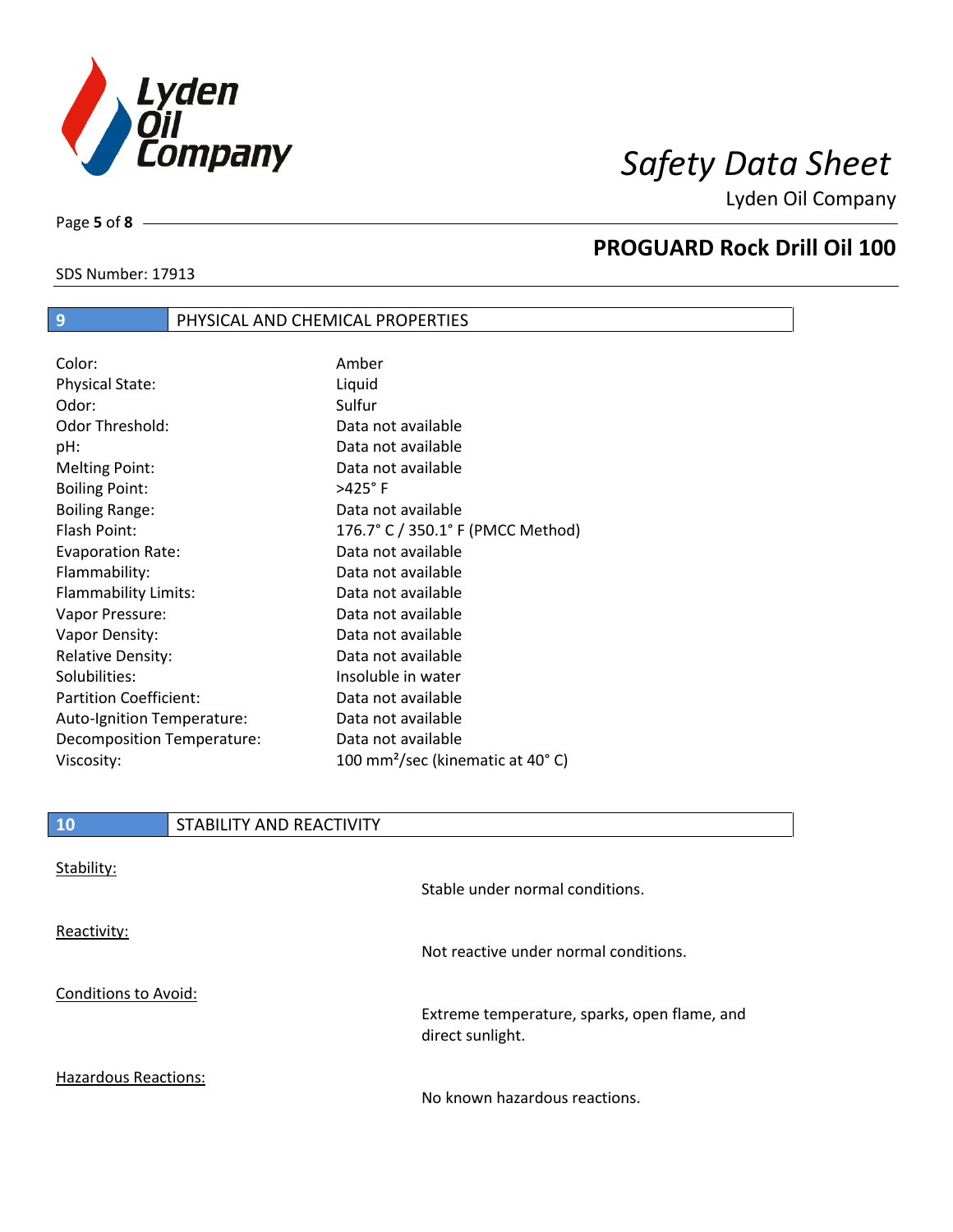## 9 PHYSICAL AND CHEMICAL PROPERTIES

| | |
|---|---|
| Color: | Amber |
| Physical State: | Liquid |
| Odor: | Sulfur |
| Odor Threshold: | Data not available |
| pH: | Data not available |
| Melting Point: | Data not available |
| Boiling Point: | >425° F |
| Boiling Range: | Data not available |
| Flash Point: | 176.7° C / 350.1° F (PMCC Method) |
| Evaporation Rate: | Data not available |
| Flammability: | Data not available |
| Flammability Limits: | Data not available |
| Vapor Pressure: | Data not available |
| Vapor Density: | Data not available |
| Relative Density: | Data not available |
| Solubilities: | Insoluble in water |
| Partition Coefficient: | Data not available |
| Auto-Ignition Temperature: | Data not available |
| Decomposition Temperature: | Data not available |
| Viscosity: | 100 $mm^2$/sec (kinematic at 40° C) |

## 10 STABILITY AND REACTIVITY

Stability:

Stable under normal conditions.

Reactivity:

Not reactive under normal conditions.

Conditions to Avoid:

Extreme temperature, sparks, open flame, and direct sunlight.

Hazardous Reactions:

No known hazardous reactions.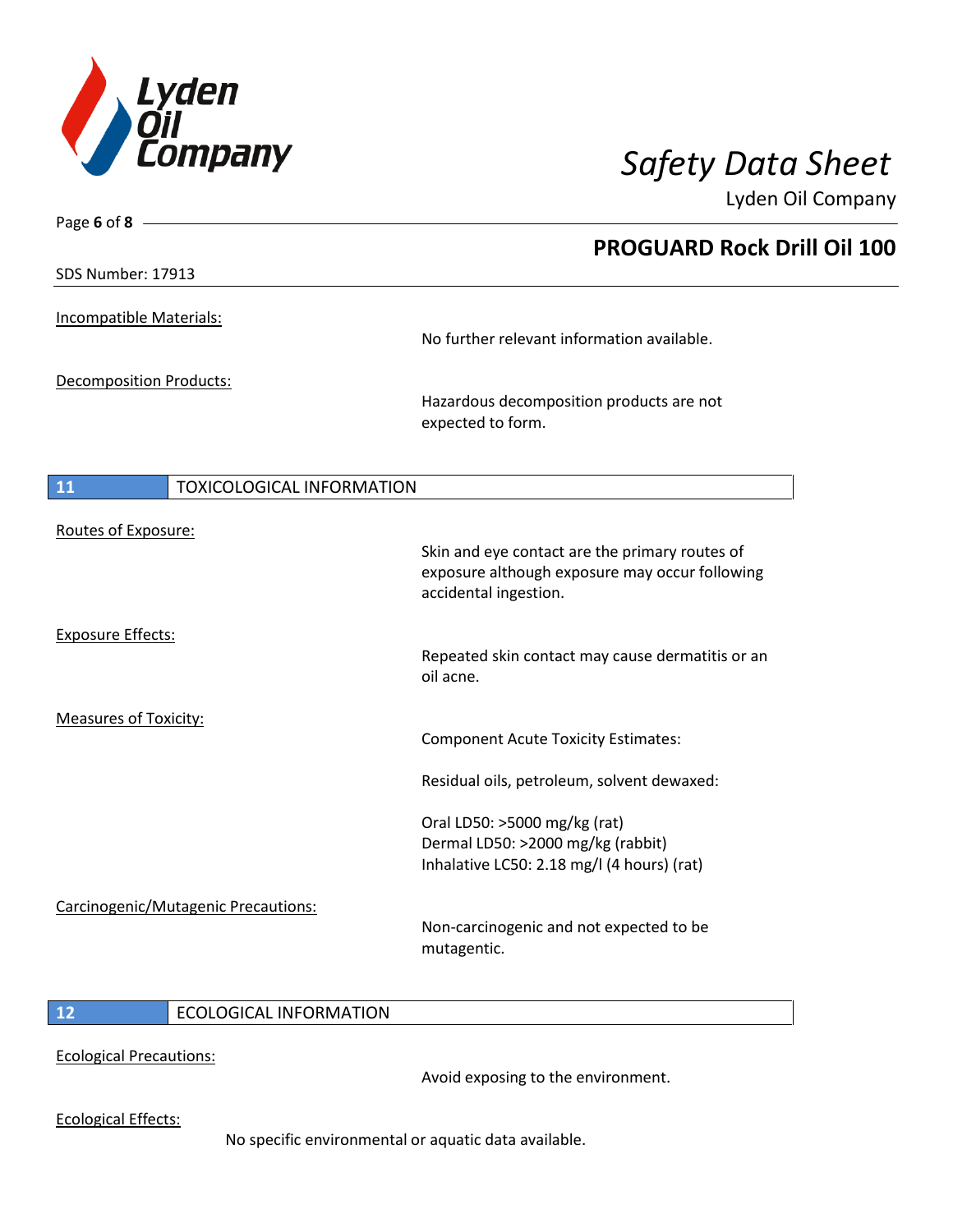Incompatible Materials:

No further relevant information available.

Decomposition Products:

Hazardous decomposition products are not expected to form.

## 11 TOXICOLOGICAL INFORMATION

Routes of Exposure:

Skin and eye contact are the primary routes of exposure although exposure may occur following accidental ingestion.

Exposure Effects:

Repeated skin contact may cause dermatitis or an oil acne.

Measures of Toxicity:

Component Acute Toxicity Estimates:

Residual oils, petroleum, solvent dewaxed:

Oral LD50: >5000 mg/kg (rat)
Dermal LD50: >2000 mg/kg (rabbit)
Inhalative LC50: 2.18 mg/l (4 hours) (rat)

Carcinogenic/Mutagenic Precautions:

Non-carcinogenic and not expected to be mutagentic.

## 12 ECOLOGICAL INFORMATION

Ecological Precautions:

Avoid exposing to the environment.

Ecological Effects:

No specific environmental or aquatic data available.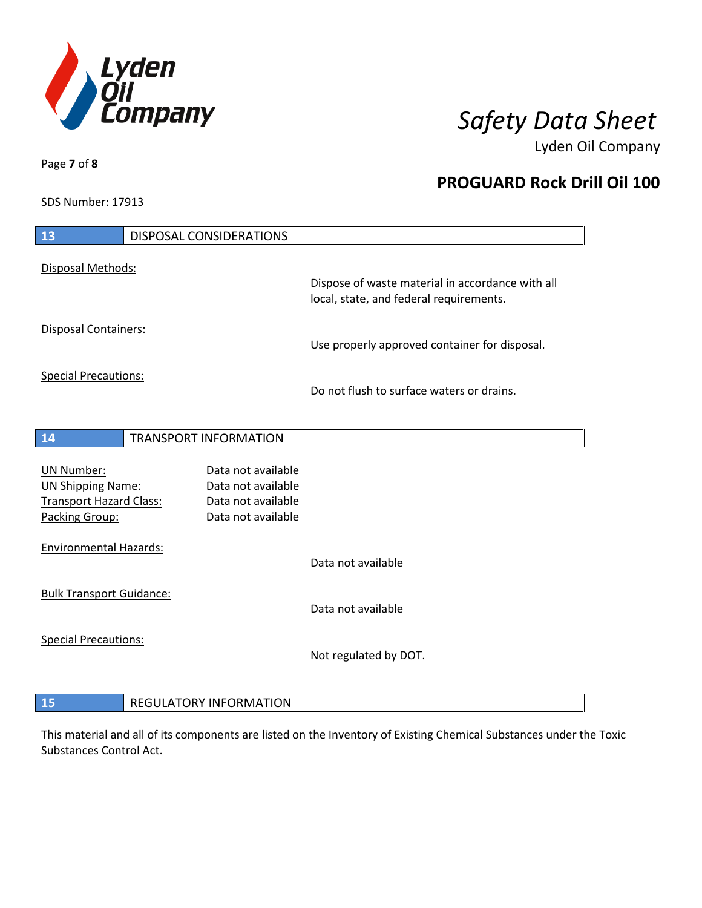## 13 DISPOSAL CONSIDERATIONS

Disposal Methods:

Dispose of waste material in accordance with all local, state, and federal requirements.

Disposal Containers:

Use properly approved container for disposal.

Special Precautions:

Do not flush to surface waters or drains.

## 14 TRANSPORT INFORMATION

| | |
|---|---|
| UN Number: | Data not available |
| UN Shipping Name: | Data not available |
| Transport Hazard Class: | Data not available |
| Packing Group: | Data not available |

Environmental Hazards:

Data not available

Bulk Transport Guidance:

Data not available

Special Precautions:

Not regulated by DOT.

## 15 REGULATORY INFORMATION

This material and all of its components are listed on the Inventory of Existing Chemical Substances under the Toxic Substances Control Act.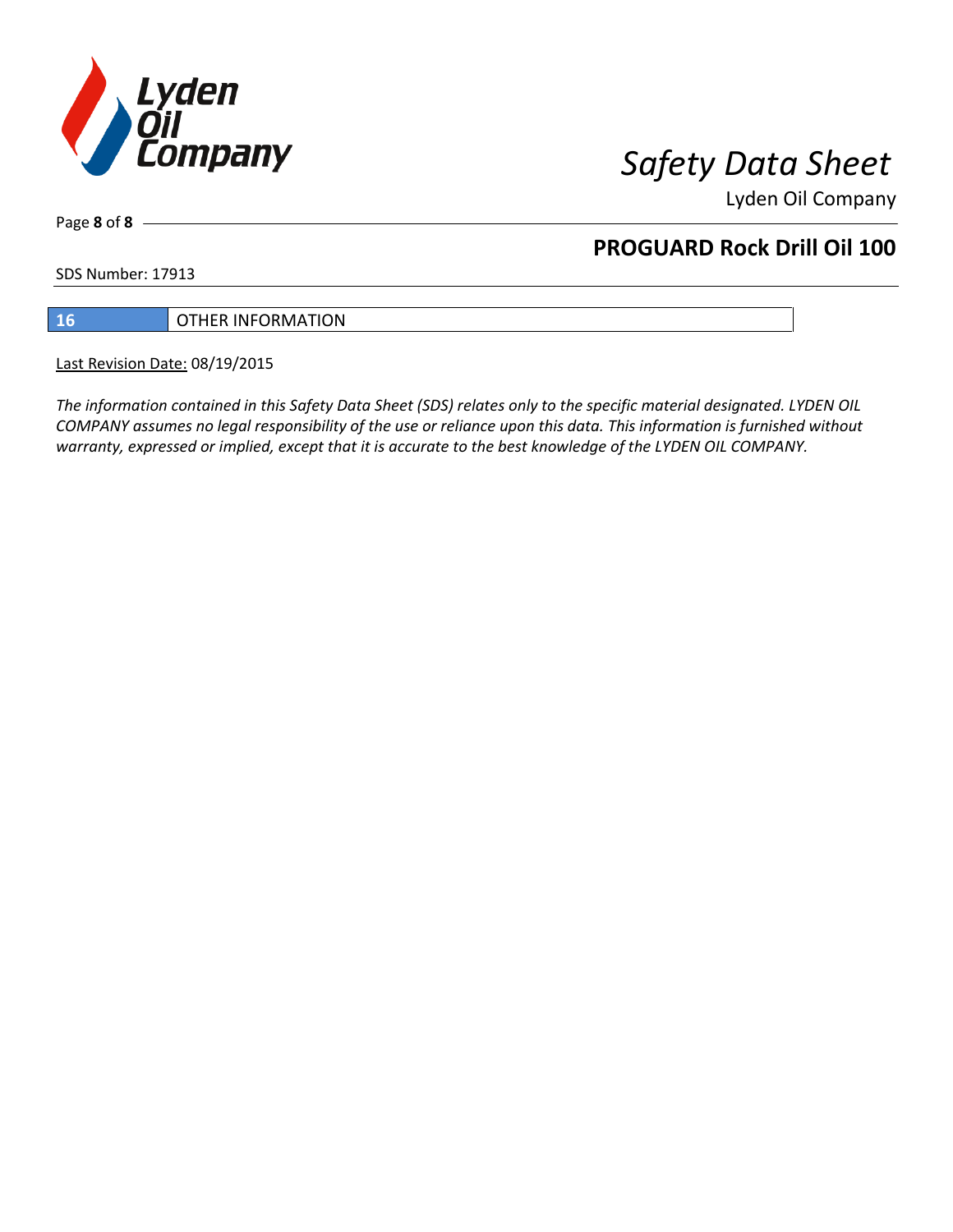## 16 OTHER INFORMATION

Last Revision Date: 08/19/2015

*The information contained in this Safety Data Sheet (SDS) relates only to the specific material designated. LYDEN OIL COMPANY assumes no legal responsibility of the use or reliance upon this data. This information is furnished without warranty, expressed or implied, except that it is accurate to the best knowledge of the LYDEN OIL COMPANY.*